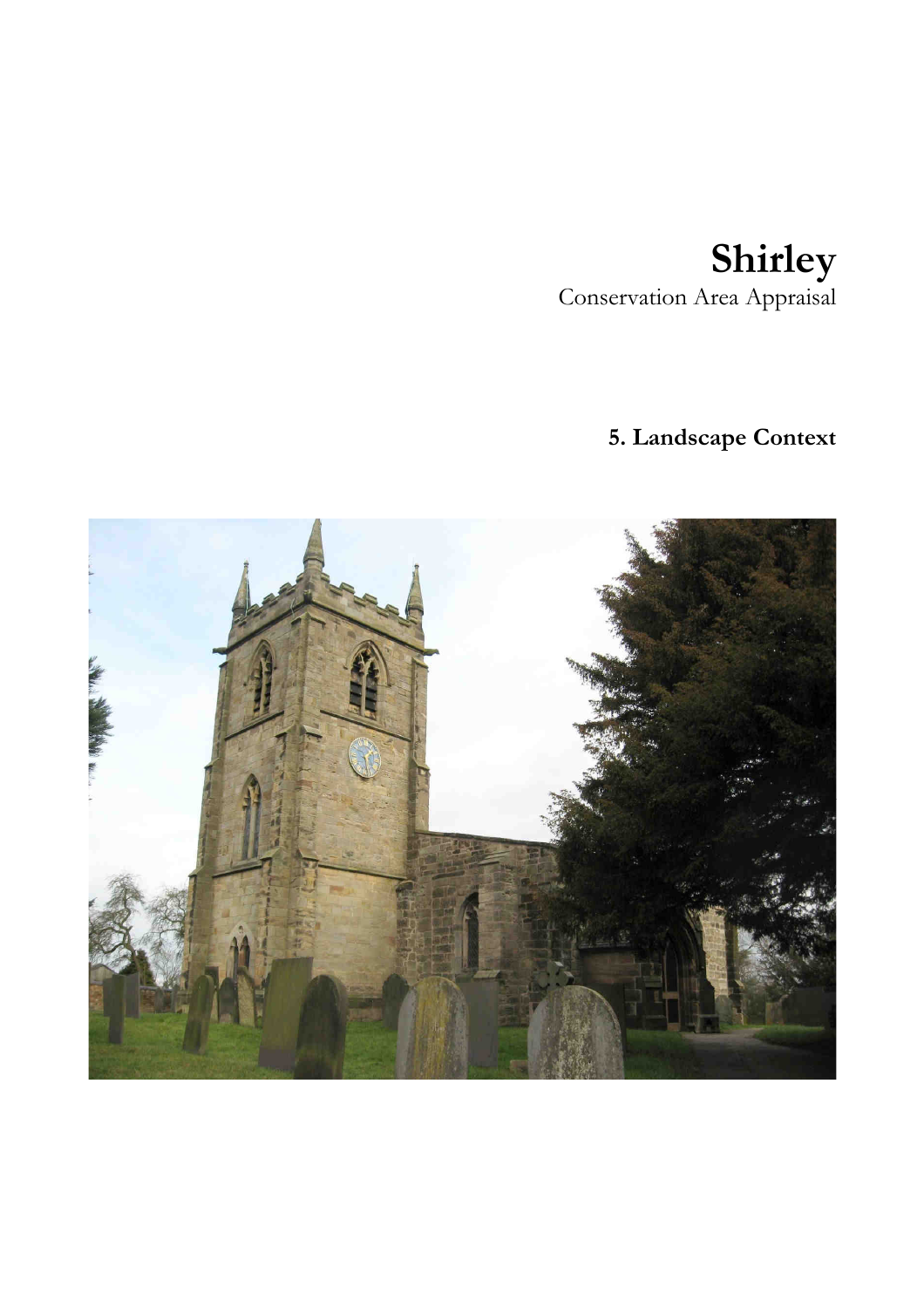# Shirley

Conservation Area Appraisal

## 5. Landscape Context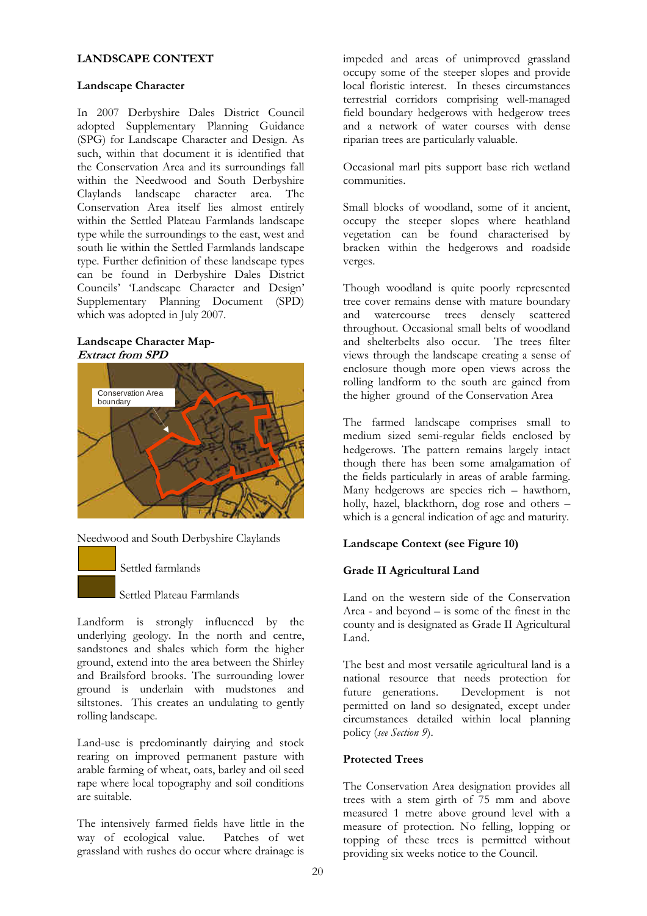## LANDSCAPE CONTEXT

### Landscape Character

In 2007 Derbyshire Dales District Council adopted Supplementary Planning Guidance (SPG) for Landscape Character and Design. As such, within that document it is identified that the Conservation Area and its surroundings fall within the Needwood and South Derbyshire Claylands landscape character area. The Conservation Area itself lies almost entirely within the Settled Plateau Farmlands landscape type while the surroundings to the east, west and south lie within the Settled Farmlands landscape type. Further definition of these landscape types can be found in Derbyshire Dales District Councils' 'Landscape Character and Design' Supplementary Planning Document (SPD) which was adopted in July 2007.

**Landscape Character Map-**
***Extract from SPD***

Conservation Area boundary

Needwood and South Derbyshire Claylands

Settled farmlands

Settled Plateau Farmlands

Landform is strongly influenced by the underlying geology. In the north and centre, sandstones and shales which form the higher ground, extend into the area between the Shirley and Brailsford brooks. The surrounding lower ground is underlain with mudstones and siltstones. This creates an undulating to gently rolling landscape.

Land-use is predominantly dairying and stock rearing on improved permanent pasture with arable farming of wheat, oats, barley and oil seed rape where local topography and soil conditions are suitable.

The intensively farmed fields have little in the way of ecological value. Patches of wet grassland with rushes do occur where drainage is impeded and areas of unimproved grassland occupy some of the steeper slopes and provide local floristic interest. In theses circumstances terrestrial corridors comprising well-managed field boundary hedgerows with hedgerow trees and a network of water courses with dense riparian trees are particularly valuable.

Occasional marl pits support base rich wetland communities.

Small blocks of woodland, some of it ancient, occupy the steeper slopes where heathland vegetation can be found characterised by bracken within the hedgerows and roadside verges.

Though woodland is quite poorly represented tree cover remains dense with mature boundary and watercourse trees densely scattered throughout. Occasional small belts of woodland and shelterbelts also occur. The trees filter views through the landscape creating a sense of enclosure though more open views across the rolling landform to the south are gained from the higher ground of the Conservation Area

The farmed landscape comprises small to medium sized semi-regular fields enclosed by hedgerows. The pattern remains largely intact though there has been some amalgamation of the fields particularly in areas of arable farming. Many hedgerows are species rich – hawthorn, holly, hazel, blackthorn, dog rose and others – which is a general indication of age and maturity.

### Landscape Context (see Figure 10)

### Grade II Agricultural Land

Land on the western side of the Conservation Area - and beyond – is some of the finest in the county and is designated as Grade II Agricultural Land.

The best and most versatile agricultural land is a national resource that needs protection for future generations. Development is not permitted on land so designated, except under circumstances detailed within local planning policy (*see Section 9*).

### Protected Trees

The Conservation Area designation provides all trees with a stem girth of 75 mm and above measured 1 metre above ground level with a measure of protection. No felling, lopping or topping of these trees is permitted without providing six weeks notice to the Council.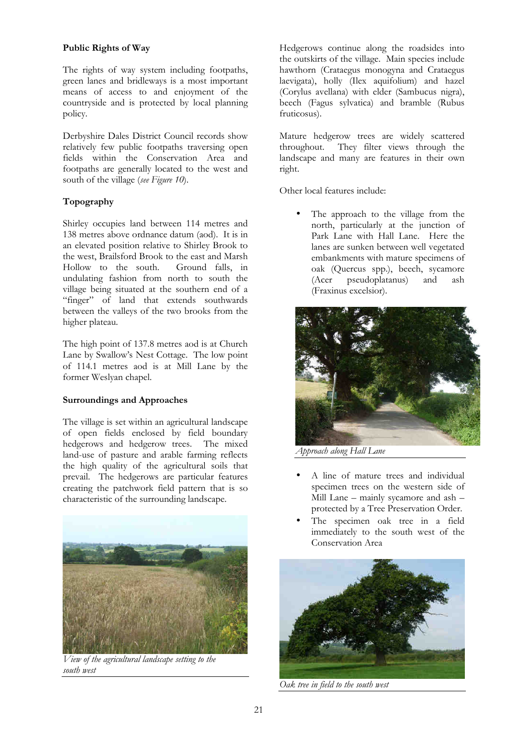**Public Rights of Way**

The rights of way system including footpaths, green lanes and bridleways is a most important means of access to and enjoyment of the countryside and is protected by local planning policy.

Derbyshire Dales District Council records show relatively few public footpaths traversing open fields within the Conservation Area and footpaths are generally located to the west and south of the village (*see Figure 10*).

**Topography**

Shirley occupies land between 114 metres and 138 metres above ordnance datum (aod). It is in an elevated position relative to Shirley Brook to the west, Brailsford Brook to the east and Marsh Hollow to the south. Ground falls, in undulating fashion from north to south the village being situated at the southern end of a "finger" of land that extends southwards between the valleys of the two brooks from the higher plateau.

The high point of 137.8 metres aod is at Church Lane by Swallow's Nest Cottage. The low point of 114.1 metres aod is at Mill Lane by the former Weslyan chapel.

**Surroundings and Approaches**

The village is set within an agricultural landscape of open fields enclosed by field boundary hedgerows and hedgerow trees. The mixed land-use of pasture and arable farming reflects the high quality of the agricultural soils that prevail. The hedgerows are particular features creating the patchwork field pattern that is so characteristic of the surrounding landscape.

*View of the agricultural landscape setting to the south west*

Hedgerows continue along the roadsides into the outskirts of the village. Main species include hawthorn (Crataegus monogyna and Crataegus laevigata), holly (Ilex aquifolium) and hazel (Corylus avellana) with elder (Sambucus nigra), beech (Fagus sylvatica) and bramble (Rubus fruticosus).

Mature hedgerow trees are widely scattered throughout. They filter views through the landscape and many are features in their own right.

Other local features include:

- The approach to the village from the north, particularly at the junction of Park Lane with Hall Lane. Here the lanes are sunken between well vegetated embankments with mature specimens of oak (Quercus spp.), beech, sycamore (Acer pseudoplatanus) and ash (Fraxinus excelsior).

*Approach along Hall Lane*

- A line of mature trees and individual specimen trees on the western side of Mill Lane – mainly sycamore and ash – protected by a Tree Preservation Order.
- The specimen oak tree in a field immediately to the south west of the Conservation Area

*Oak tree in field to the south west*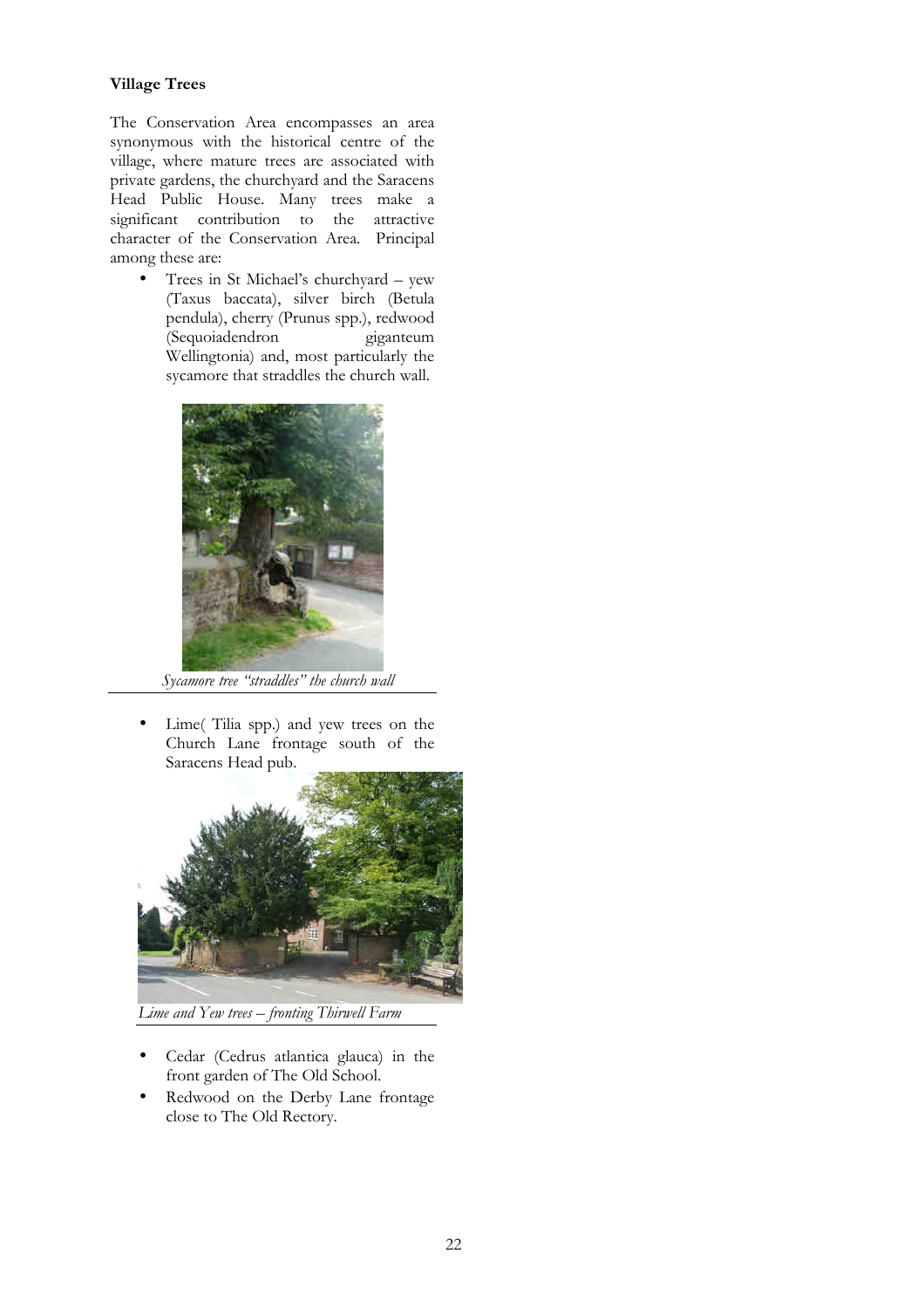**Village Trees**

The Conservation Area encompasses an area synonymous with the historical centre of the village, where mature trees are associated with private gardens, the churchyard and the Saracens Head Public House. Many trees make a significant contribution to the attractive character of the Conservation Area. Principal among these are:

- Trees in St Michael's churchyard – yew (Taxus baccata), silver birch (Betula pendula), cherry (Prunus spp.), redwood (Sequoiadendron giganteum Wellingtonia) and, most particularly the sycamore that straddles the church wall.

*Sycamore tree "straddles" the church wall*

- Lime( Tilia spp.) and yew trees on the Church Lane frontage south of the Saracens Head pub.

*Lime and Yew trees – fronting Thirwell Farm*

- Cedar (Cedrus atlantica glauca) in the front garden of The Old School.
- Redwood on the Derby Lane frontage close to The Old Rectory.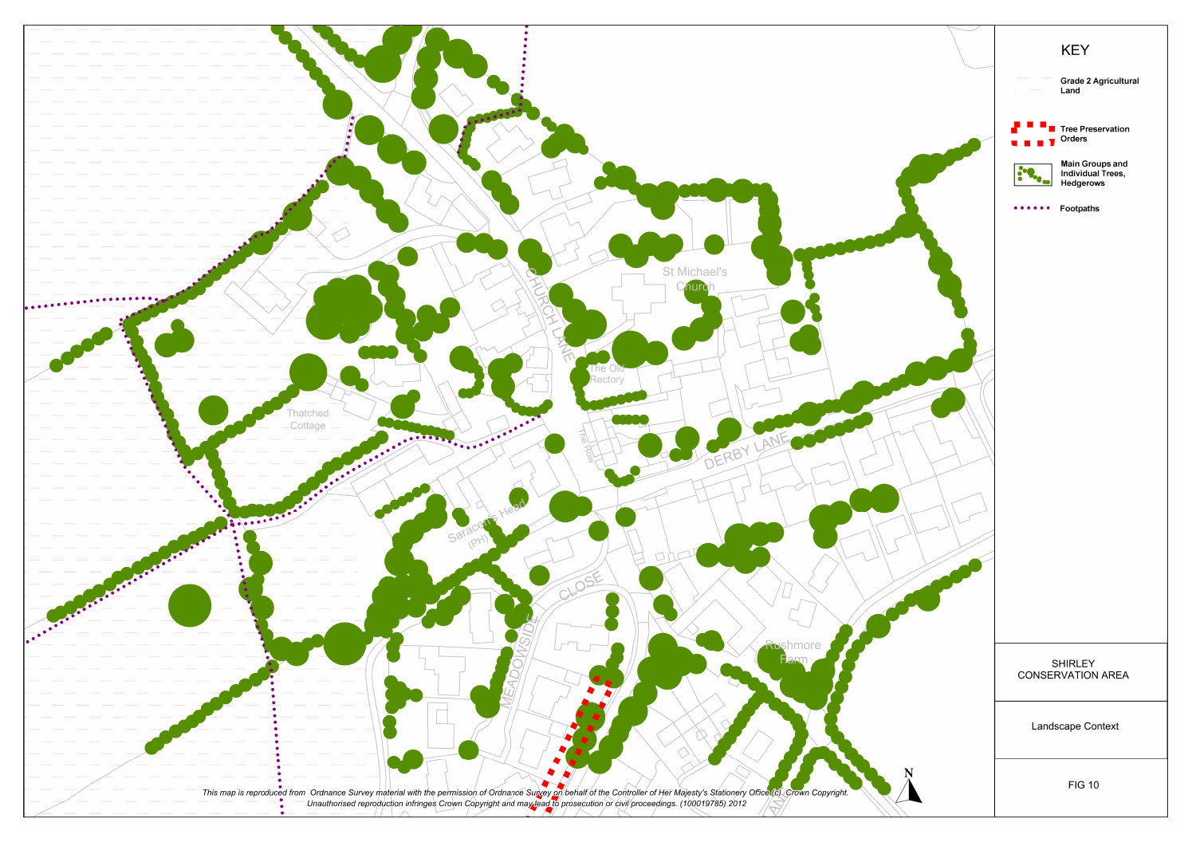KEY

Grade 2 Agricultural Land

Tree Preservation Orders

Main Groups and Individual Trees, Hedgerows

Footpaths

St Michael's Church

CHURCH LANE

The Old Rectory

Thatched Cottage

The Row

DERBY LANE

Saracen's Head (PH)

MEADOWSIDE CLOSE

Rushmore Farm

SHIRLEY CONSERVATION AREA

Landscape Context

FIG 10

*This map is reproduced from Ordnance Survey material with the permission of Ordnance Survey on behalf of the Controller of Her Majesty's Stationery Office (c) Crown Copyright. Unauthorised reproduction infringes Crown Copyright and may lead to prosecution or civil proceedings. (100019785) 2012*

N